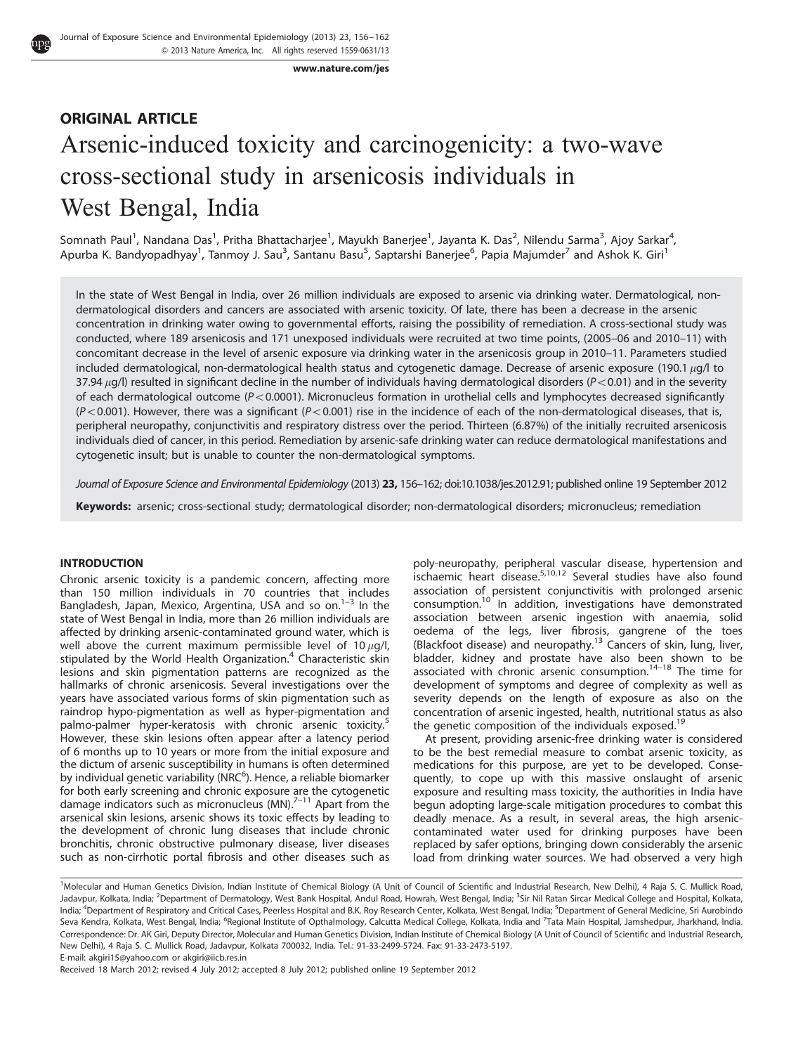## ORIGINAL ARTICLE

# Arsenic-induced toxicity and carcinogenicity: a two-wave cross-sectional study in arsenicosis individuals in West Bengal, India

Somnath Paul[1], Nandana Das[1], Pritha Bhattacharjee[1], Mayukh Banerjee[1], Jayanta K. Das[2], Nilendu Sarma[3], Ajoy Sarkar[4], Apurba K. Bandyopadhyay[1], Tanmoy J. Sau[3], Santanu Basu[5], Saptarshi Banerjee[6], Papia Majumder[7] and Ashok K. Giri[1]

In the state of West Bengal in India, over 26 million individuals are exposed to arsenic via drinking water. Dermatological, non-dermatological disorders and cancers are associated with arsenic toxicity. Of late, there has been a decrease in the arsenic concentration in drinking water owing to governmental efforts, raising the possibility of remediation. A cross-sectional study was conducted, where 189 arsenicosis and 171 unexposed individuals were recruited at two time points, (2005–06 and 2010–11) with concomitant decrease in the level of arsenic exposure via drinking water in the arsenicosis group in 2010–11. Parameters studied included dermatological, non-dermatological health status and cytogenetic damage. Decrease of arsenic exposure (190.1 $\mu$g/l to 37.94 $\mu$g/l) resulted in significant decline in the number of individuals having dermatological disorders ($P < 0.01$) and in the severity of each dermatological outcome ($P < 0.0001$). Micronucleus formation in urothelial cells and lymphocytes decreased significantly ($P < 0.001$). However, there was a significant ($P < 0.001$) rise in the incidence of each of the non-dermatological diseases, that is, peripheral neuropathy, conjunctivitis and respiratory distress over the period. Thirteen (6.87%) of the initially recruited arsenicosis individuals died of cancer, in this period. Remediation by arsenic-safe drinking water can reduce dermatological manifestations and cytogenetic insult; but is unable to counter the non-dermatological symptoms.

*Journal of Exposure Science and Environmental Epidemiology* (2013) **23,** 156–162; doi:10.1038/jes.2012.91; published online 19 September 2012

**Keywords:** arsenic; cross-sectional study; dermatological disorder; non-dermatological disorders; micronucleus; remediation

## INTRODUCTION

Chronic arsenic toxicity is a pandemic concern, affecting more than 150 million individuals in 70 countries that includes Bangladesh, Japan, Mexico, Argentina, USA and so on.[1–3] In the state of West Bengal in India, more than 26 million individuals are affected by drinking arsenic-contaminated ground water, which is well above the current maximum permissible level of 10 $\mu$g/l, stipulated by the World Health Organization.[4] Characteristic skin lesions and skin pigmentation patterns are recognized as the hallmarks of chronic arsenicosis. Several investigations over the years have associated various forms of skin pigmentation such as raindrop hypo-pigmentation as well as hyper-pigmentation and palmo-palmer hyper-keratosis with chronic arsenic toxicity.[5] However, these skin lesions often appear after a latency period of 6 months up to 10 years or more from the initial exposure and the dictum of arsenic susceptibility in humans is often determined by individual genetic variability (NRC[6]). Hence, a reliable biomarker for both early screening and chronic exposure are the cytogenetic damage indicators such as micronucleus (MN).[7–11] Apart from the arsenical skin lesions, arsenic shows its toxic effects by leading to the development of chronic lung diseases that include chronic bronchitis, chronic obstructive pulmonary disease, liver diseases such as non-cirrhotic portal fibrosis and other diseases such as poly-neuropathy, peripheral vascular disease, hypertension and ischaemic heart disease.[5,10,12] Several studies have also found association of persistent conjunctivitis with prolonged arsenic consumption.[10] In addition, investigations have demonstrated association between arsenic ingestion with anaemia, solid oedema of the legs, liver fibrosis, gangrene of the toes (Blackfoot disease) and neuropathy.[13] Cancers of skin, lung, liver, bladder, kidney and prostate have also been shown to be associated with chronic arsenic consumption.[14–18] The time for development of symptoms and degree of complexity as well as severity depends on the length of exposure as also on the concentration of arsenic ingested, health, nutritional status as also the genetic composition of the individuals exposed.[19]

At present, providing arsenic-free drinking water is considered to be the best remedial measure to combat arsenic toxicity, as medications for this purpose, are yet to be developed. Consequently, to cope up with this massive onslaught of arsenic exposure and resulting mass toxicity, the authorities in India have begun adopting large-scale mitigation procedures to combat this deadly menace. As a result, in several areas, the high arsenic-contaminated water used for drinking purposes have been replaced by safer options, bringing down considerably the arsenic load from drinking water sources. We had observed a very high

[1]Molecular and Human Genetics Division, Indian Institute of Chemical Biology (A Unit of Council of Scientific and Industrial Research, New Delhi), 4 Raja S. C. Mullick Road, Jadavpur, Kolkata, India; [2]Department of Dermatology, West Bank Hospital, Andul Road, Howrah, West Bengal, India; [3]Sir Nil Ratan Sircar Medical College and Hospital, Kolkata, India; [4]Department of Respiratory and Critical Cases, Peerless Hospital and B.K. Roy Research Center, Kolkata, West Bengal, India; [5]Department of General Medicine, Sri Aurobindo Seva Kendra, Kolkata, West Bengal, India; [6]Regional Institute of Opthalmology, Calcutta Medical College, Kolkata, India and [7]Tata Main Hospital, Jamshedpur, Jharkhand, India. Correspondence: Dr. AK Giri, Deputy Director, Molecular and Human Genetics Division, Indian Institute of Chemical Biology (A Unit of Council of Scientific and Industrial Research, New Delhi), 4 Raja S. C. Mullick Road, Jadavpur, Kolkata 700032, India. Tel.: 91-33-2499-5724. Fax: 91-33-2473-5197.
E-mail: akgiri15@yahoo.com or akgiri@iicb.res.in

Received 18 March 2012; revised 4 July 2012; accepted 8 July 2012; published online 19 September 2012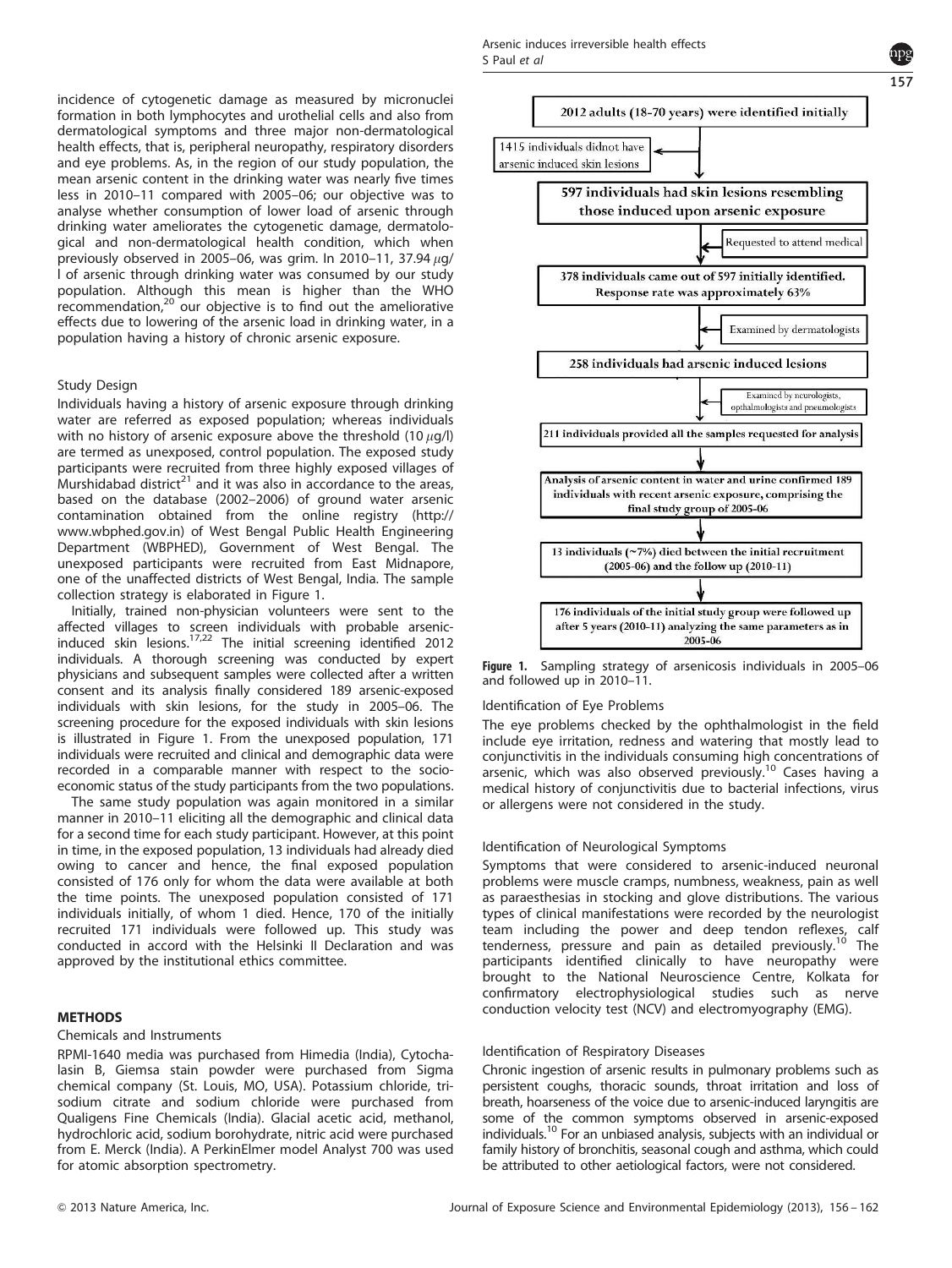incidence of cytogenetic damage as measured by micronuclei formation in both lymphocytes and urothelial cells and also from dermatological symptoms and three major non-dermatological health effects, that is, peripheral neuropathy, respiratory disorders and eye problems. As, in the region of our study population, the mean arsenic content in the drinking water was nearly five times less in 2010–11 compared with 2005–06; our objective was to analyse whether consumption of lower load of arsenic through drinking water ameliorates the cytogenetic damage, dermatological and non-dermatological health condition, which when previously observed in 2005–06, was grim. In 2010–11, 37.94 $\mu$g/l of arsenic through drinking water was consumed by our study population. Although this mean is higher than the WHO recommendation,[20] our objective is to find out the ameliorative effects due to lowering of the arsenic load in drinking water, in a population having a history of chronic arsenic exposure.

## Study Design

Individuals having a history of arsenic exposure through drinking water are referred as exposed population; whereas individuals with no history of arsenic exposure above the threshold (10 $\mu$g/l) are termed as unexposed, control population. The exposed study participants were recruited from three highly exposed villages of Murshidabad district[21] and it was also in accordance to the areas, based on the database (2002–2006) of ground water arsenic contamination obtained from the online registry (http://www.wbphed.gov.in) of West Bengal Public Health Engineering Department (WBPHED), Government of West Bengal. The unexposed participants were recruited from East Midnapore, one of the unaffected districts of West Bengal, India. The sample collection strategy is elaborated in Figure 1.

Initially, trained non-physician volunteers were sent to the affected villages to screen individuals with probable arsenic-induced skin lesions.[17,22] The initial screening identified 2012 individuals. A thorough screening was conducted by expert physicians and subsequent samples were collected after a written consent and its analysis finally considered 189 arsenic-exposed individuals with skin lesions, for the study in 2005–06. The screening procedure for the exposed individuals with skin lesions is illustrated in Figure 1. From the unexposed population, 171 individuals were recruited and clinical and demographic data were recorded in a comparable manner with respect to the socio-economic status of the study participants from the two populations.

The same study population was again monitored in a similar manner in 2010–11 eliciting all the demographic and clinical data for a second time for each study participant. However, at this point in time, in the exposed population, 13 individuals had already died owing to cancer and hence, the final exposed population consisted of 176 only for whom the data were available at both the time points. The unexposed population consisted of 171 individuals initially, of whom 1 died. Hence, 170 of the initially recruited 171 individuals were followed up. This study was conducted in accord with the Helsinki II Declaration and was approved by the institutional ethics committee.

2012 adults (18-70 years) were identified initially

1415 individuals didnot have arsenic induced skin lesions

597 individuals had skin lesions resembling those induced upon arsenic exposure

Requested to attend medical

378 individuals came out of 597 initially identified. Response rate was approximately 63%

Examined by dermatologists

258 individuals had arsenic induced lesions

Examined by neurologists, opthalmologists and pneumologists

211 individuals provided all the samples requested for analysis

Analysis of arsenic content in water and urine confirmed 189 individuals with recent arsenic exposure, comprising the final study group of 2005-06

13 individuals (~7%) died between the initial recruitment (2005-06) and the follow up (2010-11)

176 individuals of the initial study group were followed up after 5 years (2010-11) analyzing the same parameters as in 2005-06

**Figure 1.** Sampling strategy of arsenicosis individuals in 2005–06 and followed up in 2010–11.

## METHODS

### Chemicals and Instruments

RPMI-1640 media was purchased from Himedia (India), Cytochalasin B, Giemsa stain powder were purchased from Sigma chemical company (St. Louis, MO, USA). Potassium chloride, tri-sodium citrate and sodium chloride were purchased from Qualigens Fine Chemicals (India). Glacial acetic acid, methanol, hydrochloric acid, sodium borohydrate, nitric acid were purchased from E. Merck (India). A PerkinElmer model Analyst 700 was used for atomic absorption spectrometry.

### Identification of Eye Problems

The eye problems checked by the ophthalmologist in the field include eye irritation, redness and watering that mostly lead to conjunctivitis in the individuals consuming high concentrations of arsenic, which was also observed previously.[10] Cases having a medical history of conjunctivitis due to bacterial infections, virus or allergens were not considered in the study.

### Identification of Neurological Symptoms

Symptoms that were considered to arsenic-induced neuronal problems were muscle cramps, numbness, weakness, pain as well as paraesthesias in stocking and glove distributions. The various types of clinical manifestations were recorded by the neurologist team including the power and deep tendon reflexes, calf tenderness, pressure and pain as detailed previously.[10] The participants identified clinically to have neuropathy were brought to the National Neuroscience Centre, Kolkata for confirmatory electrophysiological studies such as nerve conduction velocity test (NCV) and electromyography (EMG).

### Identification of Respiratory Diseases

Chronic ingestion of arsenic results in pulmonary problems such as persistent coughs, thoracic sounds, throat irritation and loss of breath, hoarseness of the voice due to arsenic-induced laryngitis are some of the common symptoms observed in arsenic-exposed individuals.[10] For an unbiased analysis, subjects with an individual or family history of bronchitis, seasonal cough and asthma, which could be attributed to other aetiological factors, were not considered.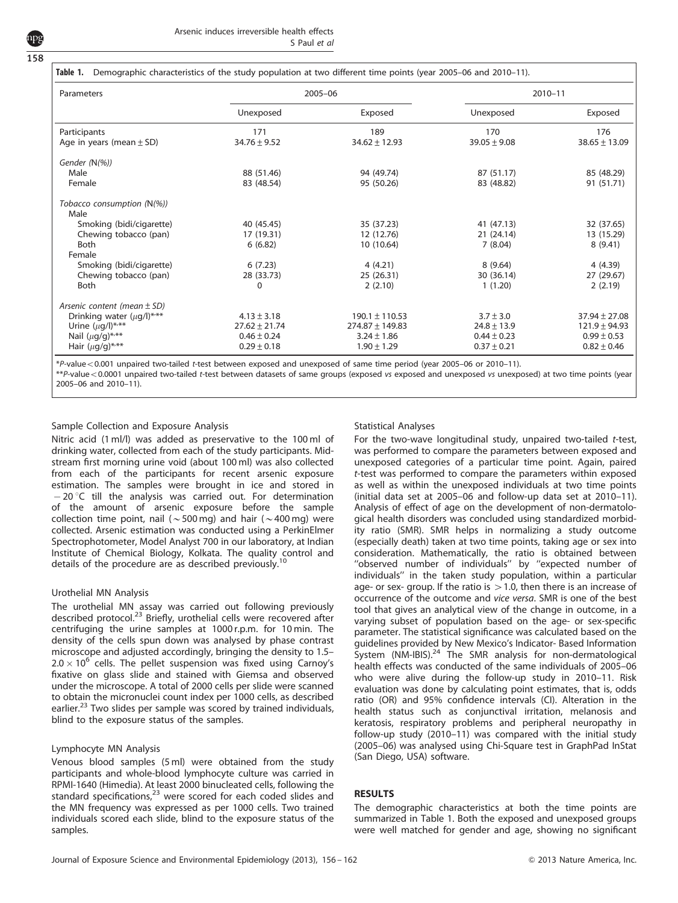**Table 1.** Demographic characteristics of the study population at two different time points (year 2005–06 and 2010–11).

| Parameters | 2005–06 | | 2010–11 | |
|---|---|---|---|---|
| | Unexposed | Exposed | Unexposed | Exposed |
| Participants | 171 | 189 | 170 | 176 |
| Age in years (mean ± SD) | 34.76 ± 9.52 | 34.62 ± 12.93 | 39.05 ± 9.08 | 38.65 ± 13.09 |
| *Gender (N(%))* | | | | |
| Male | 88 (51.46) | 94 (49.74) | 87 (51.17) | 85 (48.29) |
| Female | 83 (48.54) | 95 (50.26) | 83 (48.82) | 91 (51.71) |
| *Tobacco consumption (N(%))* | | | | |
| Male | | | | |
| Smoking (bidi/cigarette) | 40 (45.45) | 35 (37.23) | 41 (47.13) | 32 (37.65) |
| Chewing tobacco (pan) | 17 (19.31) | 12 (12.76) | 21 (24.14) | 13 (15.29) |
| Both | 6 (6.82) | 10 (10.64) | 7 (8.04) | 8 (9.41) |
| Female | | | | |
| Smoking (bidi/cigarette) | 6 (7.23) | 4 (4.21) | 8 (9.64) | 4 (4.39) |
| Chewing tobacco (pan) | 28 (33.73) | 25 (26.31) | 30 (36.14) | 27 (29.67) |
| Both | 0 | 2 (2.10) | 1 (1.20) | 2 (2.19) |
| *Arsenic content (mean ± SD)* | | | | |
| Drinking water ($\mu$g/l)*,** | 4.13 ± 3.18 | 190.1 ± 110.53 | 3.7 ± 3.0 | 37.94 ± 27.08 |
| Urine ($\mu$g/l)*,** | 27.62 ± 21.74 | 274.87 ± 149.83 | 24.8 ± 13.9 | 121.9 ± 94.93 |
| Nail ($\mu$g/g)*,** | 0.46 ± 0.24 | 3.24 ± 1.86 | 0.44 ± 0.23 | 0.99 ± 0.53 |
| Hair ($\mu$g/g)*,** | 0.29 ± 0.18 | 1.90 ± 1.29 | 0.37 ± 0.21 | 0.82 ± 0.46 |

*P-value < 0.001 unpaired two-tailed t-test between exposed and unexposed of same time period (year 2005–06 or 2010–11).
**P-value < 0.0001 unpaired two-tailed t-test between datasets of same groups (exposed *vs* exposed and unexposed *vs* unexposed) at two time points (year 2005–06 and 2010–11).

### Sample Collection and Exposure Analysis

Nitric acid (1 ml/l) was added as preservative to the 100 ml of drinking water, collected from each of the study participants. Mid-stream first morning urine void (about 100 ml) was also collected from each of the participants for recent arsenic exposure estimation. The samples were brought in ice and stored in −20 °C till the analysis was carried out. For determination of the amount of arsenic exposure before the sample collection time point, nail (~500 mg) and hair (~400 mg) were collected. Arsenic estimation was conducted using a PerkinElmer Spectrophotometer, Model Analyst 700 in our laboratory, at Indian Institute of Chemical Biology, Kolkata. The quality control and details of the procedure are as described previously.[10]

### Urothelial MN Analysis

The urothelial MN assay was carried out following previously described protocol.[23] Briefly, urothelial cells were recovered after centrifuging the urine samples at 1000 r.p.m. for 10 min. The density of the cells spun down was analysed by phase contrast microscope and adjusted accordingly, bringing the density to 1.5–$2.0 \times 10^6$ cells. The pellet suspension was fixed using Carnoy's fixative on glass slide and stained with Giemsa and observed under the microscope. A total of 2000 cells per slide were scanned to obtain the micronuclei count index per 1000 cells, as described earlier.[23] Two slides per sample was scored by trained individuals, blind to the exposure status of the samples.

### Lymphocyte MN Analysis

Venous blood samples (5 ml) were obtained from the study participants and whole-blood lymphocyte culture was carried in RPMI-1640 (Himedia). At least 2000 binucleated cells, following the standard specifications,[23] were scored for each coded slides and the MN frequency was expressed as per 1000 cells. Two trained individuals scored each slide, blind to the exposure status of the samples.

### Statistical Analyses

For the two-wave longitudinal study, unpaired two-tailed *t*-test, was performed to compare the parameters between exposed and unexposed categories of a particular time point. Again, paired *t*-test was performed to compare the parameters within exposed as well as within the unexposed individuals at two time points (initial data set at 2005–06 and follow-up data set at 2010–11). Analysis of effect of age on the development of non-dermatological health disorders was concluded using standardized morbidity ratio (SMR). SMR helps in normalizing a study outcome (especially death) taken at two time points, taking age or sex into consideration. Mathematically, the ratio is obtained between "observed number of individuals" by "expected number of individuals" in the taken study population, within a particular age- or sex- group. If the ratio is > 1.0, then there is an increase of occurrence of the outcome and *vice versa*. SMR is one of the best tool that gives an analytical view of the change in outcome, in a varying subset of population based on the age- or sex-specific parameter. The statistical significance was calculated based on the guidelines provided by New Mexico's Indicator- Based Information System (NM-IBIS).[24] The SMR analysis for non-dermatological health effects was conducted of the same individuals of 2005–06 who were alive during the follow-up study in 2010–11. Risk evaluation was done by calculating point estimates, that is, odds ratio (OR) and 95% confidence intervals (CI). Alteration in the health status such as conjunctival irritation, melanosis and keratosis, respiratory problems and peripheral neuropathy in follow-up study (2010–11) was compared with the initial study (2005–06) was analysed using Chi-Square test in GraphPad InStat (San Diego, USA) software.

## RESULTS

The demographic characteristics at both the time points are summarized in Table 1. Both the exposed and unexposed groups were well matched for gender and age, showing no significant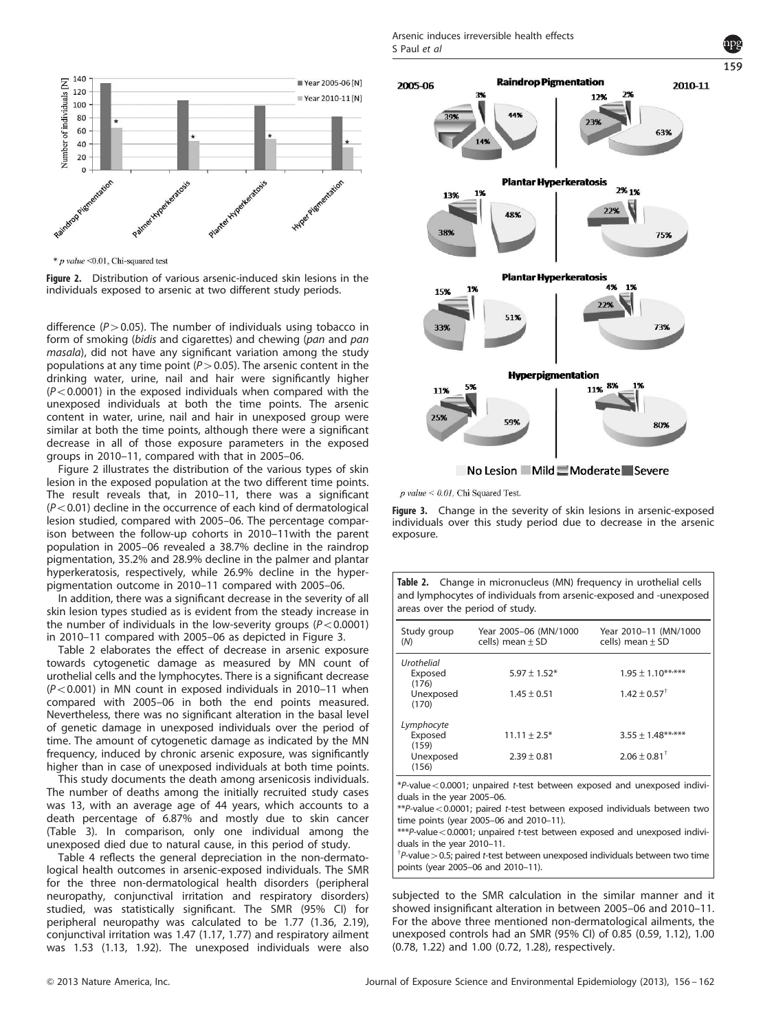\* *p value* <0.01, Chi-squared test

**Figure 2.** Distribution of various arsenic-induced skin lesions in the individuals exposed to arsenic at two different study periods.

difference ($P > 0.05$). The number of individuals using tobacco in form of smoking (*bidis* and cigarettes) and chewing (*pan* and *pan masala*), did not have any significant variation among the study populations at any time point ($P > 0.05$). The arsenic content in the drinking water, urine, nail and hair were significantly higher ($P < 0.0001$) in the exposed individuals when compared with the unexposed individuals at both the time points. The arsenic content in water, urine, nail and hair in unexposed group were similar at both the time points, although there were a significant decrease in all of those exposure parameters in the exposed groups in 2010–11, compared with that in 2005–06.

Figure 2 illustrates the distribution of the various types of skin lesion in the exposed population at the two different time points. The result reveals that, in 2010–11, there was a significant ($P < 0.01$) decline in the occurrence of each kind of dermatological lesion studied, compared with 2005–06. The percentage comparison between the follow-up cohorts in 2010–11with the parent population in 2005–06 revealed a 38.7% decline in the raindrop pigmentation, 35.2% and 28.9% decline in the palmer and plantar hyperkeratosis, respectively, while 26.9% decline in the hyperpigmentation outcome in 2010–11 compared with 2005–06.

In addition, there was a significant decrease in the severity of all skin lesion types studied as is evident from the steady increase in the number of individuals in the low-severity groups ($P < 0.0001$) in 2010–11 compared with 2005–06 as depicted in Figure 3.

Table 2 elaborates the effect of decrease in arsenic exposure towards cytogenetic damage as measured by MN count of urothelial cells and the lymphocytes. There is a significant decrease ($P < 0.001$) in MN count in exposed individuals in 2010–11 when compared with 2005–06 in both the end points measured. Nevertheless, there was no significant alteration in the basal level of genetic damage in unexposed individuals over the period of time. The amount of cytogenetic damage as indicated by the MN frequency, induced by chronic arsenic exposure, was significantly higher than in case of unexposed individuals at both time points.

This study documents the death among arsenicosis individuals. The number of deaths among the initially recruited study cases was 13, with an average age of 44 years, which accounts to a death percentage of 6.87% and mostly due to skin cancer (Table 3). In comparison, only one individual among the unexposed died due to natural cause, in this period of study.

Table 4 reflects the general depreciation in the non-dermatological health outcomes in arsenic-exposed individuals. The SMR for the three non-dermatological health disorders (peripheral neuropathy, conjunctival irritation and respiratory disorders) studied, was statistically significant. The SMR (95% CI) for peripheral neuropathy was calculated to be 1.77 (1.36, 2.19), conjunctival irritation was 1.47 (1.17, 1.77) and respiratory ailment was 1.53 (1.13, 1.92). The unexposed individuals were also subjected to the SMR calculation in the similar manner and it showed insignificant alteration in between 2005–06 and 2010–11. For the above three mentioned non-dermatological ailments, the unexposed controls had an SMR (95% CI) of 0.85 (0.59, 1.12), 1.00 (0.78, 1.22) and 1.00 (0.72, 1.28), respectively.

*p value* < 0.01, Chi Squared Test.

**Figure 3.** Change in the severity of skin lesions in arsenic-exposed individuals over this study period due to decrease in the arsenic exposure.

**Table 2.** Change in micronucleus (MN) frequency in urothelial cells and lymphocytes of individuals from arsenic-exposed and -unexposed areas over the period of study.

| Study group (N) | Year 2005–06 (MN/1000 cells) mean ± SD | Year 2010–11 (MN/1000 cells) mean ± SD |
|---|---|---|
| *Urothelial* | | |
| Exposed (176) | 5.97 ± 1.52* | 1.95 ± 1.10**,*** |
| Unexposed (170) | 1.45 ± 0.51 | 1.42 ± 0.57† |
| *Lymphocyte* | | |
| Exposed (159) | 11.11 ± 2.5* | 3.55 ± 1.48**,*** |
| Unexposed (156) | 2.39 ± 0.81 | 2.06 ± 0.81† |

\*$P$-value < 0.0001; unpaired $t$-test between exposed and unexposed individuals in the year 2005–06.
\*\*$P$-value < 0.0001; paired $t$-test between exposed individuals between two time points (year 2005–06 and 2010–11).
\*\*\*$P$-value < 0.0001; unpaired $t$-test between exposed and unexposed individuals in the year 2010–11.
†$P$-value > 0.5; paired $t$-test between unexposed individuals between two time points (year 2005–06 and 2010–11).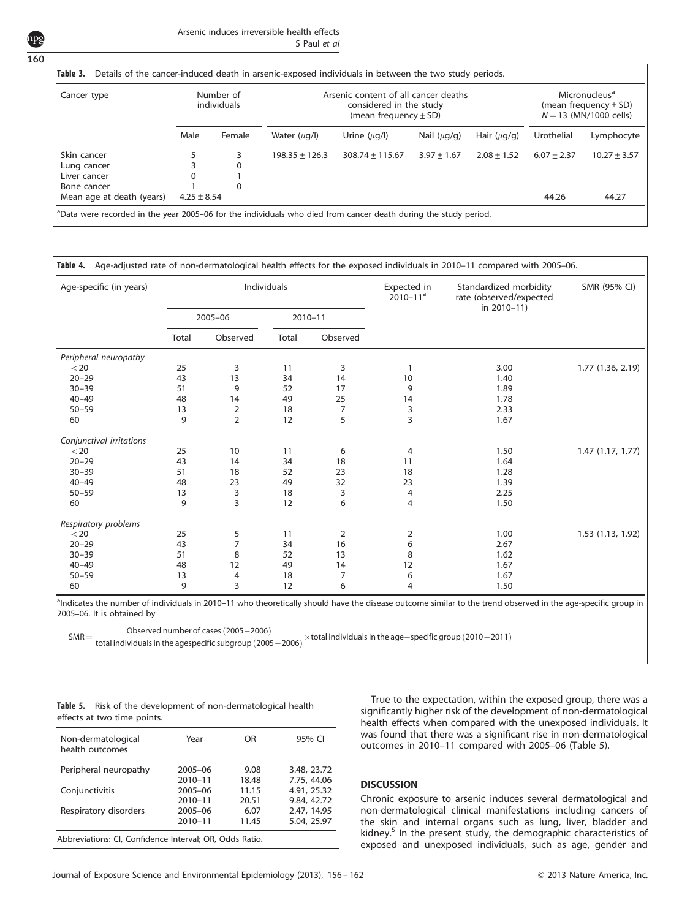**Table 3.** Details of the cancer-induced death in arsenic-exposed individuals in between the two study periods.

| Cancer type | Number of individuals | | Arsenic content of all cancer deaths considered in the study (mean frequency ± SD) | | | | Micronucleus[a] (mean frequency ± SD) $N = 13$ (MN/1000 cells) | |
|---|---|---|---|---|---|---|---|---|
| | Male | Female | Water (μg/l) | Urine (μg/l) | Nail (μg/g) | Hair (μg/g) | Urothelial | Lymphocyte |
| Skin cancer | 5 | 3 | 198.35 ± 126.3 | 308.74 ± 115.67 | 3.97 ± 1.67 | 2.08 ± 1.52 | 6.07 ± 2.37 | 10.27 ± 3.57 |
| Lung cancer | 3 | 0 | | | | | | |
| Liver cancer | 0 | 1 | | | | | | |
| Bone cancer | 1 | 0 | | | | | | |
| Mean age at death (years) | 4.25 ± 8.54 | | | | | | 44.26 | 44.27 |

[a]Data were recorded in the year 2005–06 for the individuals who died from cancer death during the study period.

**Table 4.** Age-adjusted rate of non-dermatological health effects for the exposed individuals in 2010–11 compared with 2005–06.

| Age-specific (in years) | Individuals | | | | Expected in 2010–11[a] | Standardized morbidity rate (observed/expected in 2010–11) | SMR (95% CI) |
|---|---|---|---|---|---|---|---|
| | 2005–06 | | 2010–11 | | | | |
| | Total | Observed | Total | Observed | | | |
| *Peripheral neuropathy* | | | | | | | |
| <20 | 25 | 3 | 11 | 3 | 1 | 3.00 | 1.77 (1.36, 2.19) |
| 20–29 | 43 | 13 | 34 | 14 | 10 | 1.40 | |
| 30–39 | 51 | 9 | 52 | 17 | 9 | 1.89 | |
| 40–49 | 48 | 14 | 49 | 25 | 14 | 1.78 | |
| 50–59 | 13 | 2 | 18 | 7 | 3 | 2.33 | |
| 60 | 9 | 2 | 12 | 5 | 3 | 1.67 | |
| *Conjunctival irritations* | | | | | | | |
| <20 | 25 | 10 | 11 | 6 | 4 | 1.50 | 1.47 (1.17, 1.77) |
| 20–29 | 43 | 14 | 34 | 18 | 11 | 1.64 | |
| 30–39 | 51 | 18 | 52 | 23 | 18 | 1.28 | |
| 40–49 | 48 | 23 | 49 | 32 | 23 | 1.39 | |
| 50–59 | 13 | 3 | 18 | 3 | 4 | 2.25 | |
| 60 | 9 | 3 | 12 | 6 | 4 | 1.50 | |
| *Respiratory problems* | | | | | | | |
| <20 | 25 | 5 | 11 | 2 | 2 | 1.00 | 1.53 (1.13, 1.92) |
| 20–29 | 43 | 7 | 34 | 16 | 6 | 2.67 | |
| 30–39 | 51 | 8 | 52 | 13 | 8 | 1.62 | |
| 40–49 | 48 | 12 | 49 | 14 | 12 | 1.67 | |
| 50–59 | 13 | 4 | 18 | 7 | 6 | 1.67 | |
| 60 | 9 | 3 | 12 | 6 | 4 | 1.50 | |

[a]Indicates the number of individuals in 2010–11 who theoretically should have the disease outcome similar to the trend observed in the age-specific group in 2005–06. It is obtained by

$$\mathrm{SMR} = \frac{\text{Observed number of cases (2005–2006)}}{\text{total individuals in the agespecific subgroup (2005–2006)}} \times \text{total individuals in the age–specific group (2010–2011)}$$

**Table 5.** Risk of the development of non-dermatological health effects at two time points.

| Non-dermatological health outcomes | Year | OR | 95% CI |
|---|---|---|---|
| Peripheral neuropathy | 2005–06 | 9.08 | 3.48, 23.72 |
| | 2010–11 | 18.48 | 7.75, 44.06 |
| Conjunctivitis | 2005–06 | 11.15 | 4.91, 25.32 |
| | 2010–11 | 20.51 | 9.84, 42.72 |
| Respiratory disorders | 2005–06 | 6.07 | 2.47, 14.95 |
| | 2010–11 | 11.45 | 5.04, 25.97 |

Abbreviations: CI, Confidence Interval; OR, Odds Ratio.

True to the expectation, within the exposed group, there was a significantly higher risk of the development of non-dermatological health effects when compared with the unexposed individuals. It was found that there was a significant rise in non-dermatological outcomes in 2010–11 compared with 2005–06 (Table 5).

## DISCUSSION

Chronic exposure to arsenic induces several dermatological and non-dermatological clinical manifestations including cancers of the skin and internal organs such as lung, liver, bladder and kidney.[5] In the present study, the demographic characteristics of exposed and unexposed individuals, such as age, gender and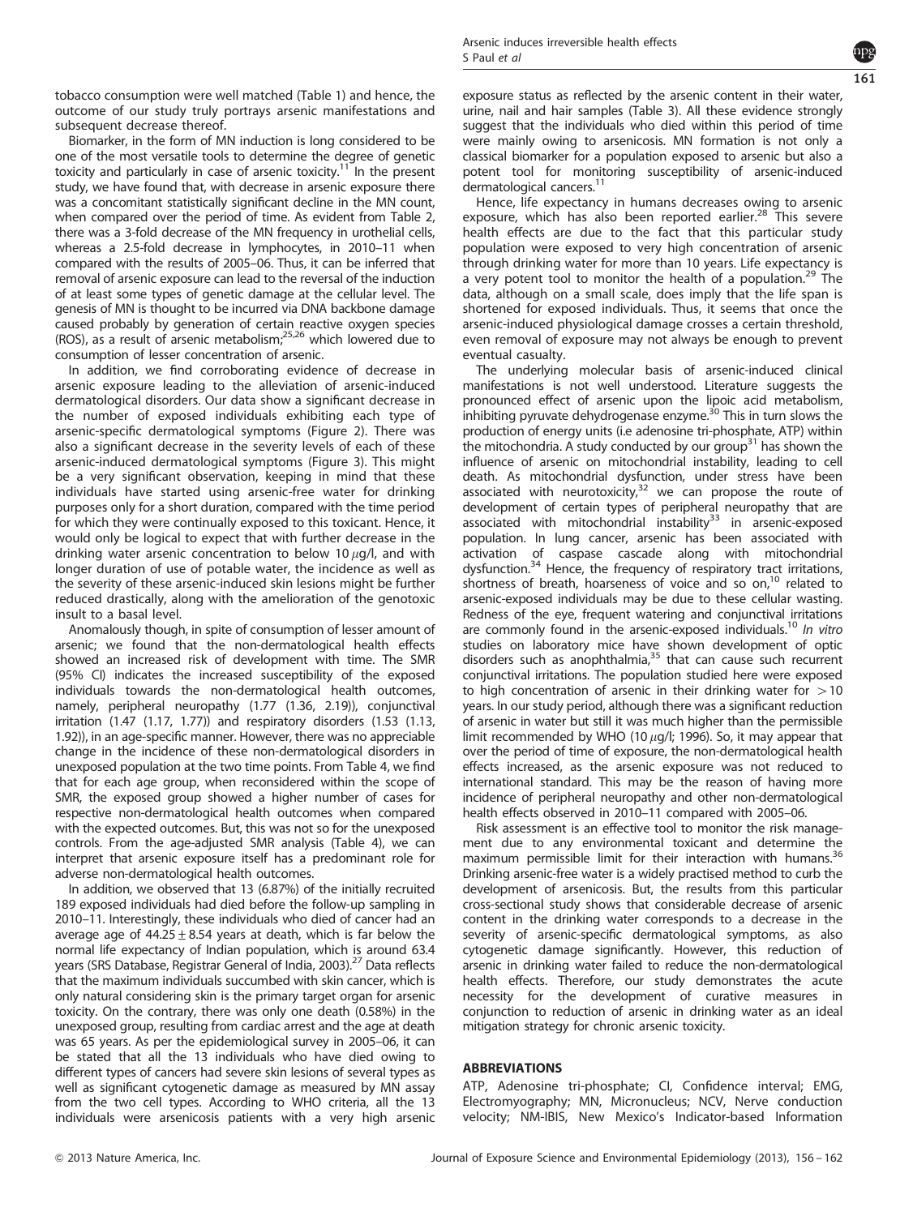tobacco consumption were well matched (Table 1) and hence, the outcome of our study truly portrays arsenic manifestations and subsequent decrease thereof.

Biomarker, in the form of MN induction is long considered to be one of the most versatile tools to determine the degree of genetic toxicity and particularly in case of arsenic toxicity.[11] In the present study, we have found that, with decrease in arsenic exposure there was a concomitant statistically significant decline in the MN count, when compared over the period of time. As evident from Table 2, there was a 3-fold decrease of the MN frequency in urothelial cells, whereas a 2.5-fold decrease in lymphocytes, in 2010–11 when compared with the results of 2005–06. Thus, it can be inferred that removal of arsenic exposure can lead to the reversal of the induction of at least some types of genetic damage at the cellular level. The genesis of MN is thought to be incurred via DNA backbone damage caused probably by generation of certain reactive oxygen species (ROS), as a result of arsenic metabolism;[25,26] which lowered due to consumption of lesser concentration of arsenic.

In addition, we find corroborating evidence of decrease in arsenic exposure leading to the alleviation of arsenic-induced dermatological disorders. Our data show a significant decrease in the number of exposed individuals exhibiting each type of arsenic-specific dermatological symptoms (Figure 2). There was also a significant decrease in the severity levels of each of these arsenic-induced dermatological symptoms (Figure 3). This might be a very significant observation, keeping in mind that these individuals have started using arsenic-free water for drinking purposes only for a short duration, compared with the time period for which they were continually exposed to this toxicant. Hence, it would only be logical to expect that with further decrease in the drinking water arsenic concentration to below 10 $\mu$g/l, and with longer duration of use of potable water, the incidence as well as the severity of these arsenic-induced skin lesions might be further reduced drastically, along with the amelioration of the genotoxic insult to a basal level.

Anomalously though, in spite of consumption of lesser amount of arsenic; we found that the non-dermatological health effects showed an increased risk of development with time. The SMR (95% CI) indicates the increased susceptibility of the exposed individuals towards the non-dermatological health outcomes, namely, peripheral neuropathy (1.77 (1.36, 2.19)), conjunctival irritation (1.47 (1.17, 1.77)) and respiratory disorders (1.53 (1.13, 1.92)), in an age-specific manner. However, there was no appreciable change in the incidence of these non-dermatological disorders in unexposed population at the two time points. From Table 4, we find that for each age group, when reconsidered within the scope of SMR, the exposed group showed a higher number of cases for respective non-dermatological health outcomes when compared with the expected outcomes. But, this was not so for the unexposed controls. From the age-adjusted SMR analysis (Table 4), we can interpret that arsenic exposure itself has a predominant role for adverse non-dermatological health outcomes.

In addition, we observed that 13 (6.87%) of the initially recruited 189 exposed individuals had died before the follow-up sampling in 2010–11. Interestingly, these individuals who died of cancer had an average age of $44.25 \pm 8.54$ years at death, which is far below the normal life expectancy of Indian population, which is around 63.4 years (SRS Database, Registrar General of India, 2003).[27] Data reflects that the maximum individuals succumbed with skin cancer, which is only natural considering skin is the primary target organ for arsenic toxicity. On the contrary, there was only one death (0.58%) in the unexposed group, resulting from cardiac arrest and the age at death was 65 years. As per the epidemiological survey in 2005–06, it can be stated that all the 13 individuals who have died owing to different types of cancers had severe skin lesions of several types as well as significant cytogenetic damage as measured by MN assay from the two cell types. According to WHO criteria, all the 13 individuals were arsenicosis patients with a very high arsenic exposure status as reflected by the arsenic content in their water, urine, nail and hair samples (Table 3). All these evidence strongly suggest that the individuals who died within this period of time were mainly owing to arsenicosis. MN formation is not only a classical biomarker for a population exposed to arsenic but also a potent tool for monitoring susceptibility of arsenic-induced dermatological cancers.[11]

Hence, life expectancy in humans decreases owing to arsenic exposure, which has also been reported earlier.[28] This severe health effects are due to the fact that this particular study population were exposed to very high concentration of arsenic through drinking water for more than 10 years. Life expectancy is a very potent tool to monitor the health of a population.[29] The data, although on a small scale, does imply that the life span is shortened for exposed individuals. Thus, it seems that once the arsenic-induced physiological damage crosses a certain threshold, even removal of exposure may not always be enough to prevent eventual casualty.

The underlying molecular basis of arsenic-induced clinical manifestations is not well understood. Literature suggests the pronounced effect of arsenic upon the lipoic acid metabolism, inhibiting pyruvate dehydrogenase enzyme.[30] This in turn slows the production of energy units (i.e adenosine tri-phosphate, ATP) within the mitochondria. A study conducted by our group[31] has shown the influence of arsenic on mitochondrial instability, leading to cell death. As mitochondrial dysfunction, under stress have been associated with neurotoxicity,[32] we can propose the route of development of certain types of peripheral neuropathy that are associated with mitochondrial instability[33] in arsenic-exposed population. In lung cancer, arsenic has been associated with activation of caspase cascade along with mitochondrial dysfunction.[34] Hence, the frequency of respiratory tract irritations, shortness of breath, hoarseness of voice and so on,[10] related to arsenic-exposed individuals may be due to these cellular wasting. Redness of the eye, frequent watering and conjunctival irritations are commonly found in the arsenic-exposed individuals.[10] *In vitro* studies on laboratory mice have shown development of optic disorders such as anophthalmia,[35] that can cause such recurrent conjunctival irritations. The population studied here were exposed to high concentration of arsenic in their drinking water for >10 years. In our study period, although there was a significant reduction of arsenic in water but still it was much higher than the permissible limit recommended by WHO (10 $\mu$g/l; 1996). So, it may appear that over the period of time of exposure, the non-dermatological health effects increased, as the arsenic exposure was not reduced to international standard. This may be the reason of having more incidence of peripheral neuropathy and other non-dermatological health effects observed in 2010–11 compared with 2005–06.

Risk assessment is an effective tool to monitor the risk management due to any environmental toxicant and determine the maximum permissible limit for their interaction with humans.[36] Drinking arsenic-free water is a widely practised method to curb the development of arsenicosis. But, the results from this particular cross-sectional study shows that considerable decrease of arsenic content in the drinking water corresponds to a decrease in the severity of arsenic-specific dermatological symptoms, as also cytogenetic damage significantly. However, this reduction of arsenic in drinking water failed to reduce the non-dermatological health effects. Therefore, our study demonstrates the acute necessity for the development of curative measures in conjunction to reduction of arsenic in drinking water as an ideal mitigation strategy for chronic arsenic toxicity.

## ABBREVIATIONS

ATP, Adenosine tri-phosphate; CI, Confidence interval; EMG, Electromyography; MN, Micronucleus; NCV, Nerve conduction velocity; NM-IBIS, New Mexico's Indicator-based Information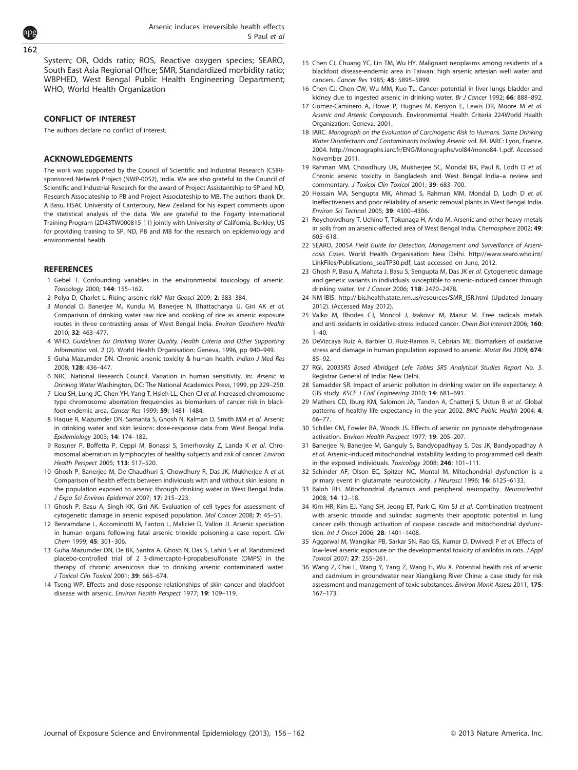System; OR, Odds ratio; ROS, Reactive oxygen species; SEARO, South East Asia Regional Office; SMR, Standardized morbidity ratio; WBPHED, West Bengal Public Health Engineering Department; WHO, World Health Organization

## CONFLICT OF INTEREST

The authors declare no conflict of interest.

## ACKNOWLEDGEMENTS

The work was supported by the Council of Scientific and Industrial Research (CSIR)-sponsored Network Project (NWP-0052), India. We are also grateful to the Council of Scientific and Industrial Research for the award of Project Assistantship to SP and ND, Research Associateship to PB and Project Associateship to MB. The authors thank Dr. A Basu, HSAC University of Canterbury, New Zealand for his expert comments upon the statistical analysis of the data. We are grateful to the Fogarty International Training Program (2D43TW000815-11) jointly with University of California, Berkley, US for providing training to SP, ND, PB and MB for the research on epidemiology and environmental health.

## REFERENCES

1. Gebel T. Confounding variables in the environmental toxicology of arsenic. *Toxicology* 2000; **144**: 155–162.
2. Polya D, Charlet L. Rising arsenic risk? *Nat Geosci* 2009; **2**: 383–384.
3. Mondal D, Banerjee M, Kundu M, Banerjee N, Bhattacharya U, Giri AK *et al.* Comparison of drinking water raw rice and cooking of rice as arsenic exposure routes in three contrasting areas of West Bengal India. *Environ Geochem Health* 2010; **32**: 463–477.
4. WHO. *Guidelines for Drinking Water Quality. Health Criteria and Other Supporting Information* vol. 2 (2). World Health Organisation: Geneva, 1996, pp 940–949.
5. Guha Mazumder DN. Chronic arsenic toxicity & human health. *Indian J Med Res* 2008; **128**: 436–447.
6. NRC. National Research Council. Variation in human sensitivity. In:. *Arsenic in Drinking Water* Washington, DC: The National Academics Press, 1999, pp 229–250.
7. Liou SH, Lung JC, Chen YH, Yang T, Hsieh LL, Chen CJ *et al.* Increased chromosome type chromosome aberration frequencies as biomarkers of cancer risk in blackfoot endemic area. *Cancer Res* 1999; **59**: 1481–1484.
8. Haque R, Mazumder DN, Samanta S, Ghosh N, Kalman D, Smith MM *et al.* Arsenic in drinking water and skin lesions: dose-response data from West Bengal India. *Epidemiology* 2003; **14**: 174–182.
9. Rossner P, Boffetta P, Ceppi M, Bonassi S, Smerhovsky Z, Landa K *et al.* Chromosomal aberration in lymphocytes of healthy subjects and risk of cancer. *Environ Health Perspect* 2005; **113**: 517–520.
10. Ghosh P, Banerjee M, De Chaudhuri S, Chowdhury R, Das JK, Mukherjee A *et al.* Comparison of health effects between individuals with and without skin lesions in the population exposed to arsenic through drinking water in West Bengal India. *J Expo Sci Environ Epidemiol* 2007; **17**: 215–223.
11. Ghosh P, Basu A, Singh KK, Giri AK. Evaluation of cell types for assessment of cytogenetic damage in arsenic exposed population. *Mol Cancer* 2008; **7**: 45–51.
12. Benramdane L, Accominotti M, Fanton L, Malicier D, Vallon JJ. Arsenic speciation in human organs following fatal arsenic trioxide poisoning-a case report. *Clin Chem* 1999; **45**: 301–306.
13. Guha Mazumder DN, De BK, Santra A, Ghosh N, Das S, Lahiri S *et al.* Randomized placebo-controlled trial of 2 3-dimercapto-l-propabesulfonate (DMPS) in the therapy of chronic arsenicosis due to drinking arsenic contaminated water. *J Toxicol Clin Toxicol* 2001; **39**: 665–674.
14. Tseng WP. Effects and dose-response relationships of skin cancer and blackfoot disease with arsenic. *Environ Health Perspect* 1977; **19**: 109–119.
15. Chen CJ, Chuang YC, Lin TM, Wu HY. Malignant neoplasms among residents of a blackfoot disease-endemic area in Taiwan: high arsenic artesian well water and cancers. *Cancer Res* 1985; **45**: 5895–5899.
16. Chen CJ, Chen CW, Wu MM, Kuo TL. Cancer potential in liver lungs bladder and kidney due to ingested arsenic in drinking water. *Br J Cancer* 1992; **66**: 888–892.
17. Gomez-Caminero A, Howe P, Hughes M, Kenyon E, Lewis DR, Moore M *et al.* *Arsenic and Arsenic Compounds*. Environmental Health Criteria 224World Health Organization: Geneva, 2001.
18. IARC. *Monograph on the Evaluation of Carcinogenic Risk to Humans. Some Drinking Water Disinfectants and Contaminants Including Arsenic* vol. 84. IARC: Lyon, France, 2004. http://monographs.iarc.fr/ENG/Monographs/vol84/mono84-1.pdf. Accessed November 2011.
19. Rahman MM, Chowdhury UK, Mukherjee SC, Mondal BK, Paul K, Lodh D *et al.* Chronic arsenic toxicity in Bangladesh and West Bengal India–a review and commentary. *J Toxicol Clin Toxicol* 2001; **39**: 683–700.
20. Hossain MA, Sengupta MK, Ahmad S, Rahman MM, Mondal D, Lodh D *et al.* Ineffectiveness and poor reliability of arsenic removal plants in West Bengal India. *Environ Sci Technol* 2005; **39**: 4300–4306.
21. Roychowdhury T, Uchino T, Tokunaga H, Ando M. Arsenic and other heavy metals in soils from an arsenic-affected area of West Bengal India. *Chemosphere* 2002; **49**: 605–618.
22. SEARO, 2005*A Field Guide for Detection, Management and Surveillance of Arsenicosis Cases*. World Health Organisation: New Delhi. http://www.searo.who.int/LinkFiles/Publications_seaTP30.pdf, Last accessed on June, 2012.
23. Ghosh P, Basu A, Mahata J, Basu S, Sengupta M, Das JK *et al.* Cytogenetic damage and genetic variants in individuals susceptible to arsenic-induced cancer through drinking water. *Int J Cancer* 2006; **118**: 2470–2478.
24. NM-IBIS. http://ibis.health.state.nm.us/resources/SMR_ISR.html (Updated January 2012). (Accessed May 2012).
25. Valko M, Rhodes CJ, Moncol J, Izakovic M, Mazur M. Free radicals metals and anti-oxidants in oxidative-stress induced cancer. *Chem Biol Interact* 2006; **160**: 1–40.
26. DeVizcaya Ruiz A, Barbier O, Ruiz-Ramos R, Cebrian ME. Biomarkers of oxidative stress and damage in human population exposed to arsenic. *Mutat Res* 2009; **674**: 85–92.
27. RGI, 2003*SRS Based Abridged Lefe Tables SRS Analytical Studies Report No. 3*. Registrar General of India: New Delhi.
28. Samadder SR. Impact of arsenic pollution in drinking water on life expectancy: A GIS study. *KSCE J Civil Engineering* 2010; **14**: 681–691.
29. Mathers CD, Iburg KM, Salomon JA, Tandon A, Chatterji S, Ustun B *et al.* Global patterns of healthy life expectancy in the year 2002. *BMC Public Health* 2004; **4**: 66–77.
30. Schiller CM, Fowler BA, Woods JS. Effects of arsenic on pyruvate dehydrogenase activation. *Environ Health Perspect* 1977; **19**: 205–207.
31. Banerjee N, Banerjee M, Ganguly S, Bandyopadhyay S, Das JK, Bandyopadhay A *et al.* Arsenic-induced mitochondrial instability leading to programmed cell death in the exposed individuals. *Toxicology* 2008; **246**: 101–111.
32. Schinder AF, Olson EC, Spitzer NC, Montal M. Mitochondrial dysfunction is a primary event in glutamate neurotoxicity. *J Neurosci* 1996; **16**: 6125–6133.
33. Baloh RH. Mitochondrial dynamics and peripheral neuropathy. *Neuroscientist* 2008; **14**: 12–18.
34. Kim HR, Kim EJ, Yang SH, Jeong ET, Park C, Kim SJ *et al.* Combination treatment with arsenic trioxide and sulindac augments their apoptotic potential in lung cancer cells through activation of caspase cascade and mitochondrial dysfunction. *Int J Oncol* 2006; **28**: 1401–1408.
35. Aggarwal M, Wangikar PB, Sarkar SN, Rao GS, Kumar D, Dwivedi P *et al.* Effects of low-level arsenic exposure on the developmental toxicity of anilofos in rats. *J Appl Toxicol* 2007; **27**: 255–261.
36. Wang Z, Chai L, Wang Y, Yang Z, Wang H, Wu X. Potential health risk of arsenic and cadmium in groundwater near Xiangjiang River China: a case study for risk assessment and management of toxic substances. *Environ Monit Assess* 2011; **175**: 167–173.